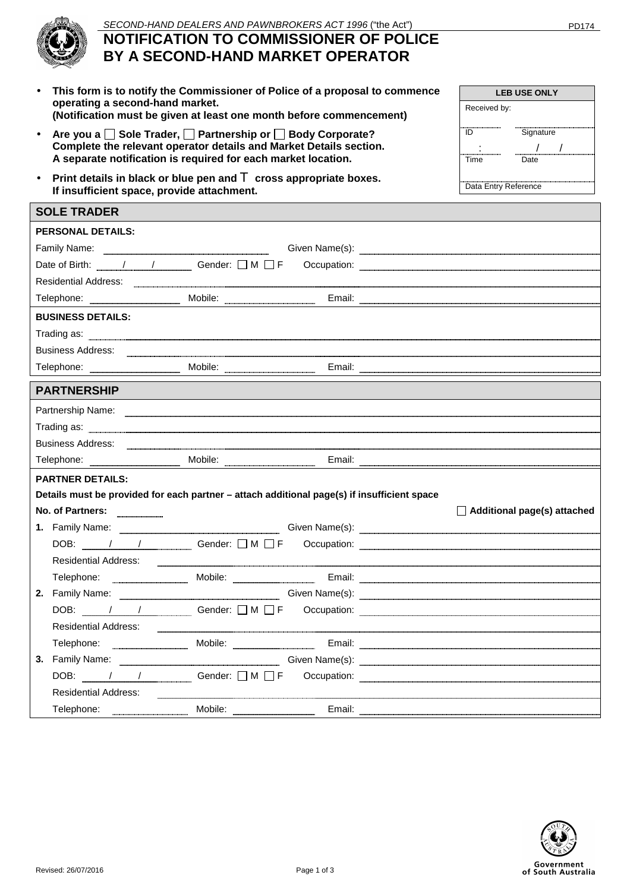*SECOND-HAND DEALERS AND PAWNBROKERS ACT 1996* ("the Act")

PD174

# NOTIFICATION TO COMMISSIONER OF POLICE BY A SECOND-HAND MARKET OPERATOR

- **This form is to notify the Commissioner of Police of a proposal to commence operating a second-hand market. (Notification must be given at least one month before commencement)**
- **Are you a ☐ Sole Trader, ☐ Partnership or ☐ Body Corporate? Complete the relevant operator details and Market Details section. A separate notification is required for each market location.**
- **Print details in black or blue pen and ⊤ cross appropriate boxes. If insufficient space, provide attachment.**

| LEB USE ONLY | |
|---|---|
| Received by: | |
| ID | Signature |
| Time : | Date / / |
| Data Entry Reference | |

## SOLE TRADER

**PERSONAL DETAILS:**

Family Name: ____________ Given Name(s): ____________

Date of Birth: / / Gender: ☐ M ☐ F Occupation: ____________

Residential Address: ____________

Telephone: ____________ Mobile: ____________ Email: ____________

**BUSINESS DETAILS:**

Trading as: ____________

Business Address: ____________

Telephone: ____________ Mobile: ____________ Email: ____________

## PARTNERSHIP

Partnership Name: ____________

Trading as: ____________

Business Address: ____________

Telephone: ____________ Mobile: ____________ Email: ____________

**PARTNER DETAILS:**

**Details must be provided for each partner – attach additional page(s) if insufficient space**

**No. of Partners:** ______ ☐ **Additional page(s) attached**

**1.** Family Name: ____________ Given Name(s): ____________

DOB: / / Gender: ☐ M ☐ F Occupation: ____________

Residential Address: ____________

Telephone: ____________ Mobile: ____________ Email: ____________

**2.** Family Name: ____________ Given Name(s): ____________

DOB: / / Gender: ☐ M ☐ F Occupation: ____________

Residential Address: ____________

Telephone: ____________ Mobile: ____________ Email: ____________

**3.** Family Name: ____________ Given Name(s): ____________

DOB: / / Gender: ☐ M ☐ F Occupation: ____________

Residential Address: ____________

Telephone: ____________ Mobile: ____________ Email: ____________

Revised: 26/07/2016

Government of South Australia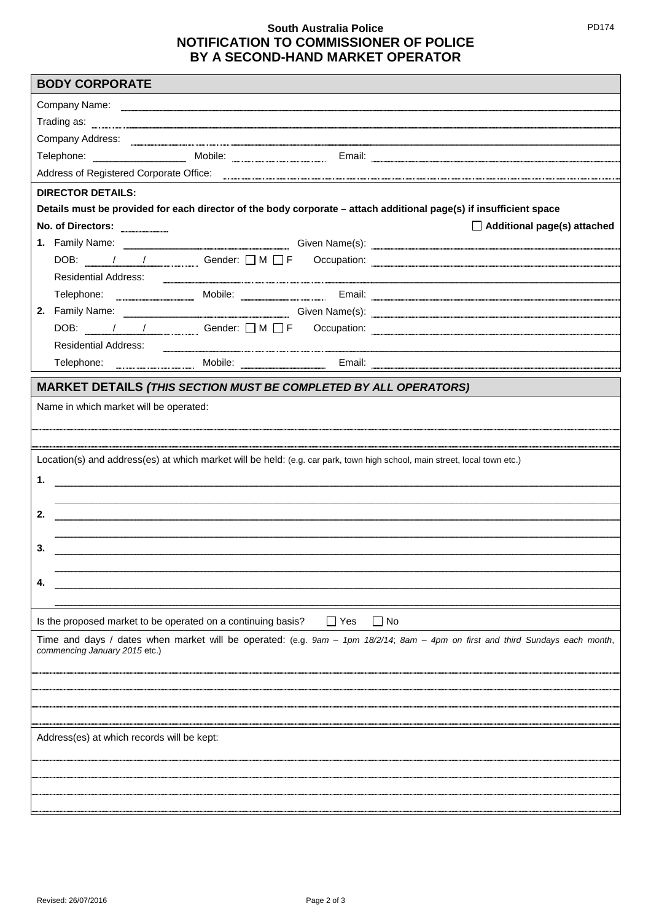**South Australia Police**
# NOTIFICATION TO COMMISSIONER OF POLICE BY A SECOND-HAND MARKET OPERATOR

PD174

## BODY CORPORATE

Company Name: ____________________

Trading as: ____________________

Company Address: ____________________

Telephone: __________ Mobile: __________ Email: __________

Address of Registered Corporate Office: ____________________

**DIRECTOR DETAILS:**

**Details must be provided for each director of the body corporate – attach additional page(s) if insufficient space**

**No. of Directors:** ______ ☐ **Additional page(s) attached**

**1.** Family Name: __________ Given Name(s): __________

DOB: ___ / ___ / ___ Gender: ☐ M ☐ F Occupation: __________

Residential Address: ____________________

Telephone: __________ Mobile: __________ Email: __________

**2.** Family Name: __________ Given Name(s): __________

DOB: ___ / ___ / ___ Gender: ☐ M ☐ F Occupation: __________

Residential Address: ____________________

Telephone: __________ Mobile: __________ Email: __________

## MARKET DETAILS *(THIS SECTION MUST BE COMPLETED BY ALL OPERATORS)*

Name in which market will be operated:

____________________

Location(s) and address(es) at which market will be held: (e.g. car park, town high school, main street, local town etc.)

**1.** ____________________

**2.** ____________________

**3.** ____________________

**4.** ____________________

Is the proposed market to be operated on a continuing basis? ☐ Yes ☐ No

Time and days / dates when market will be operated: (e.g. *9am – 1pm 18/2/14*; *8am – 4pm on first and third Sundays each month, commencing January 2015* etc.)

____________________

Address(es) at which records will be kept:

____________________

Revised: 26/07/2016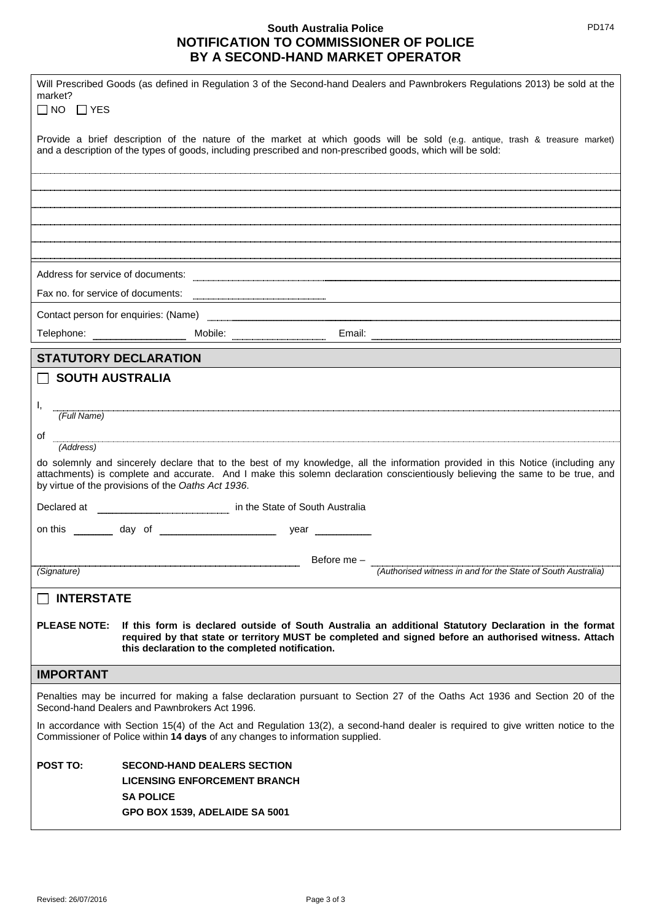**South Australia Police**

# NOTIFICATION TO COMMISSIONER OF POLICE BY A SECOND-HAND MARKET OPERATOR

PD174

Will Prescribed Goods (as defined in Regulation 3 of the Second-hand Dealers and Pawnbrokers Regulations 2013) be sold at the market?

☐ NO ☐ YES

Provide a brief description of the nature of the market at which goods will be sold (e.g. antique, trash & treasure market) and a description of the types of goods, including prescribed and non-prescribed goods, which will be sold:

______________________________________________________________________

______________________________________________________________________

______________________________________________________________________

______________________________________________________________________

______________________________________________________________________

______________________________________________________________________

Address for service of documents: ______________________________________________

Fax no. for service of documents: ______________________

Contact person for enquiries: (Name) ______________________________________________

Telephone: ______________ Mobile: ______________ Email: ______________________

## STATUTORY DECLARATION

### ☐ SOUTH AUSTRALIA

I, ______________________________________________________________________
*(Full Name)*

of ______________________________________________________________________
*(Address)*

do solemnly and sincerely declare that to the best of my knowledge, all the information provided in this Notice (including any attachments) is complete and accurate. And I make this solemn declaration conscientiously believing the same to be true, and by virtue of the provisions of the *Oaths Act 1936*.

Declared at ______________________ in the State of South Australia

on this ________ day of ______________________ year ____________

______________________________ Before me – ______________________________
*(Signature)* *(Authorised witness in and for the State of South Australia)*

### ☐ INTERSTATE

**PLEASE NOTE: If this form is declared outside of South Australia an additional Statutory Declaration in the format required by that state or territory MUST be completed and signed before an authorised witness. Attach this declaration to the completed notification.**

## IMPORTANT

Penalties may be incurred for making a false declaration pursuant to Section 27 of the Oaths Act 1936 and Section 20 of the Second-hand Dealers and Pawnbrokers Act 1996.

In accordance with Section 15(4) of the Act and Regulation 13(2), a second-hand dealer is required to give written notice to the Commissioner of Police within **14 days** of any changes to information supplied.

**POST TO:**

**SECOND-HAND DEALERS SECTION**
**LICENSING ENFORCEMENT BRANCH**
**SA POLICE**
**GPO BOX 1539, ADELAIDE SA 5001**

Revised: 26/07/2016